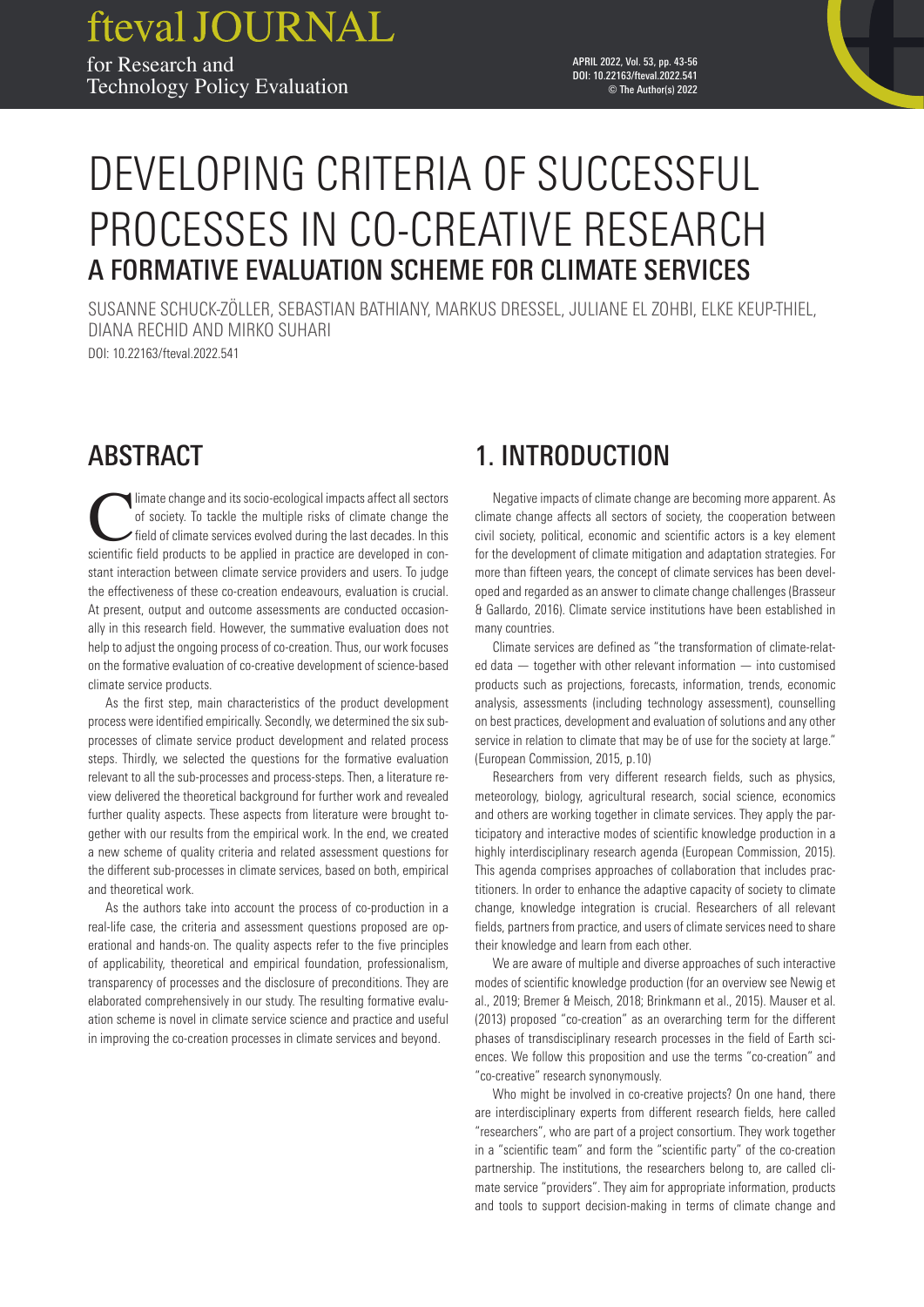# DEVELOPING CRITERIA OF SUCCESSFUL PROCESSES IN CO-CREATIVE RESEARCH

## A FORMATIVE EVALUATION SCHEME FOR CLIMATE SERVICES

SUSANNE SCHUCK-ZÖLLER, SEBASTIAN BATHIANY, MARKUS DRESSEL, JULIANE EL ZOHBI, ELKE KEUP-THIEL, DIANA RECHID AND MIRKO SUHARI

DOI: 10.22163/fteval.2022.541

## ABSTRACT

Climate change and its socio-ecological impacts affect all sectors of society. To tackle the multiple risks of climate change the field of climate services evolved during the last decades. In this scientific field products to be applied in practice are developed in constant interaction between climate service providers and users. To judge the effectiveness of these co-creation endeavours, evaluation is crucial. At present, output and outcome assessments are conducted occasionally in this research field. However, the summative evaluation does not help to adjust the ongoing process of co-creation. Thus, our work focuses on the formative evaluation of co-creative development of science-based climate service products.

As the first step, main characteristics of the product development process were identified empirically. Secondly, we determined the six subprocesses of climate service product development and related process steps. Thirdly, we selected the questions for the formative evaluation relevant to all the sub-processes and process-steps. Then, a literature review delivered the theoretical background for further work and revealed further quality aspects. These aspects from literature were brought together with our results from the empirical work. In the end, we created a new scheme of quality criteria and related assessment questions for the different sub-processes in climate services, based on both, empirical and theoretical work.

As the authors take into account the process of co-production in a real-life case, the criteria and assessment questions proposed are operational and hands-on. The quality aspects refer to the five principles of applicability, theoretical and empirical foundation, professionalism, transparency of processes and the disclosure of preconditions. They are elaborated comprehensively in our study. The resulting formative evaluation scheme is novel in climate service science and practice and useful in improving the co-creation processes in climate services and beyond.

## 1. INTRODUCTION

Negative impacts of climate change are becoming more apparent. As climate change affects all sectors of society, the cooperation between civil society, political, economic and scientific actors is a key element for the development of climate mitigation and adaptation strategies. For more than fifteen years, the concept of climate services has been developed and regarded as an answer to climate change challenges (Brasseur & Gallardo, 2016). Climate service institutions have been established in many countries.

Climate services are defined as "the transformation of climate-related data — together with other relevant information — into customised products such as projections, forecasts, information, trends, economic analysis, assessments (including technology assessment), counselling on best practices, development and evaluation of solutions and any other service in relation to climate that may be of use for the society at large." (European Commission, 2015, p.10)

Researchers from very different research fields, such as physics, meteorology, biology, agricultural research, social science, economics and others are working together in climate services. They apply the participatory and interactive modes of scientific knowledge production in a highly interdisciplinary research agenda (European Commission, 2015). This agenda comprises approaches of collaboration that includes practitioners. In order to enhance the adaptive capacity of society to climate change, knowledge integration is crucial. Researchers of all relevant fields, partners from practice, and users of climate services need to share their knowledge and learn from each other.

We are aware of multiple and diverse approaches of such interactive modes of scientific knowledge production (for an overview see Newig et al., 2019; Bremer & Meisch, 2018; Brinkmann et al., 2015). Mauser et al. (2013) proposed "co-creation" as an overarching term for the different phases of transdisciplinary research processes in the field of Earth sciences. We follow this proposition and use the terms "co-creation" and "co-creative" research synonymously.

Who might be involved in co-creative projects? On one hand, there are interdisciplinary experts from different research fields, here called "researchers", who are part of a project consortium. They work together in a "scientific team" and form the "scientific party" of the co-creation partnership. The institutions, the researchers belong to, are called climate service "providers". They aim for appropriate information, products and tools to support decision-making in terms of climate change and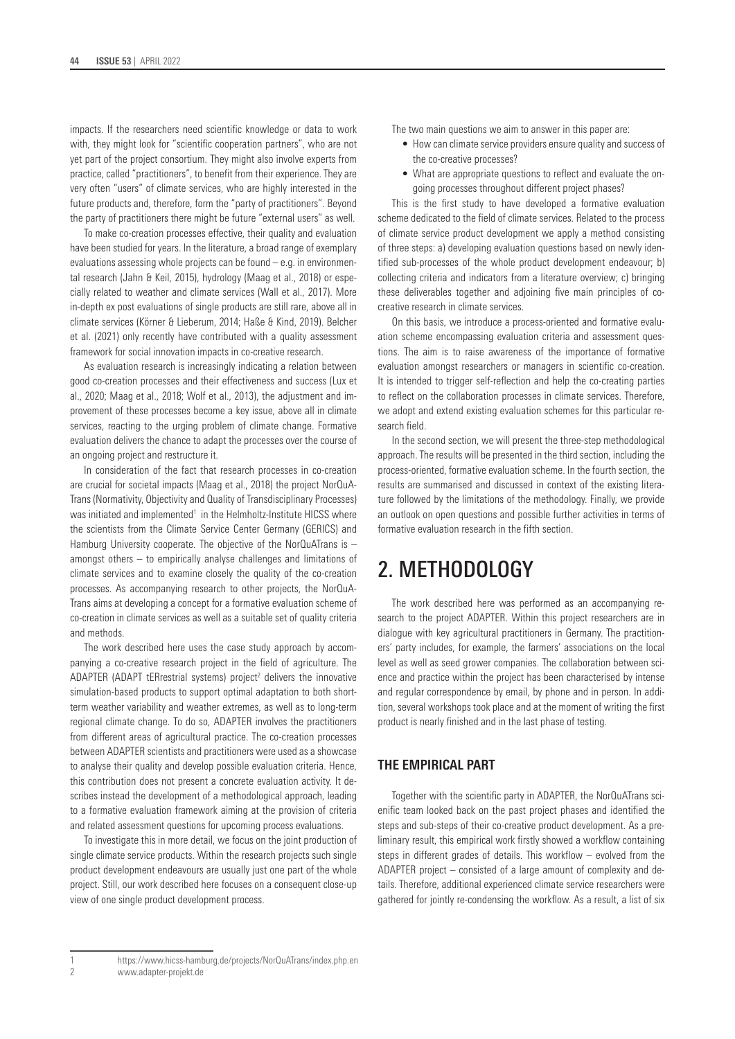impacts. If the researchers need scientific knowledge or data to work with, they might look for "scientific cooperation partners", who are not yet part of the project consortium. They might also involve experts from practice, called "practitioners", to benefit from their experience. They are very often "users" of climate services, who are highly interested in the future products and, therefore, form the "party of practitioners". Beyond the party of practitioners there might be future "external users" as well.

To make co-creation processes effective, their quality and evaluation have been studied for years. In the literature, a broad range of exemplary evaluations assessing whole projects can be found – e.g. in environmental research (Jahn & Keil, 2015), hydrology (Maag et al., 2018) or especially related to weather and climate services (Wall et al., 2017). More in-depth ex post evaluations of single products are still rare, above all in climate services (Körner & Lieberum, 2014; Haße & Kind, 2019). Belcher et al. (2021) only recently have contributed with a quality assessment framework for social innovation impacts in co-creative research.

As evaluation research is increasingly indicating a relation between good co-creation processes and their effectiveness and success (Lux et al., 2020; Maag et al., 2018; Wolf et al., 2013), the adjustment and improvement of these processes become a key issue, above all in climate services, reacting to the urging problem of climate change. Formative evaluation delivers the chance to adapt the processes over the course of an ongoing project and restructure it.

In consideration of the fact that research processes in co-creation are crucial for societal impacts (Maag et al., 2018) the project NorQuA-Trans (Normativity, Objectivity and Quality of Transdisciplinary Processes) was initiated and implemented[1] in the Helmholtz-Institute HICSS where the scientists from the Climate Service Center Germany (GERICS) and Hamburg University cooperate. The objective of the NorQuATrans is – amongst others – to empirically analyse challenges and limitations of climate services and to examine closely the quality of the co-creation processes. As accompanying research to other projects, the NorQuA-Trans aims at developing a concept for a formative evaluation scheme of co-creation in climate services as well as a suitable set of quality criteria and methods.

The work described here uses the case study approach by accompanying a co-creative research project in the field of agriculture. The ADAPTER (ADAPT tERrestrial systems) project[2] delivers the innovative simulation-based products to support optimal adaptation to both short-term weather variability and weather extremes, as well as to long-term regional climate change. To do so, ADAPTER involves the practitioners from different areas of agricultural practice. The co-creation processes between ADAPTER scientists and practitioners were used as a showcase to analyse their quality and develop possible evaluation criteria. Hence, this contribution does not present a concrete evaluation activity. It describes instead the development of a methodological approach, leading to a formative evaluation framework aiming at the provision of criteria and related assessment questions for upcoming process evaluations.

To investigate this in more detail, we focus on the joint production of single climate service products. Within the research projects such single product development endeavours are usually just one part of the whole project. Still, our work described here focuses on a consequent close-up view of one single product development process.

The two main questions we aim to answer in this paper are:

- How can climate service providers ensure quality and success of the co-creative processes?
- What are appropriate questions to reflect and evaluate the ongoing processes throughout different project phases?

This is the first study to have developed a formative evaluation scheme dedicated to the field of climate services. Related to the process of climate service product development we apply a method consisting of three steps: a) developing evaluation questions based on newly identified sub-processes of the whole product development endeavour; b) collecting criteria and indicators from a literature overview; c) bringing these deliverables together and adjoining five main principles of co-creative research in climate services.

On this basis, we introduce a process-oriented and formative evaluation scheme encompassing evaluation criteria and assessment questions. The aim is to raise awareness of the importance of formative evaluation amongst researchers or managers in scientific co-creation. It is intended to trigger self-reflection and help the co-creating parties to reflect on the collaboration processes in climate services. Therefore, we adopt and extend existing evaluation schemes for this particular research field.

In the second section, we will present the three-step methodological approach. The results will be presented in the third section, including the process-oriented, formative evaluation scheme. In the fourth section, the results are summarised and discussed in context of the existing literature followed by the limitations of the methodology. Finally, we provide an outlook on open questions and possible further activities in terms of formative evaluation research in the fifth section.

## 2. METHODOLOGY

The work described here was performed as an accompanying research to the project ADAPTER. Within this project researchers are in dialogue with key agricultural practitioners in Germany. The practitioners' party includes, for example, the farmers' associations on the local level as well as seed grower companies. The collaboration between science and practice within the project has been characterised by intense and regular correspondence by email, by phone and in person. In addition, several workshops took place and at the moment of writing the first product is nearly finished and in the last phase of testing.

### THE EMPIRICAL PART

Together with the scientific party in ADAPTER, the NorQuATrans scienific team looked back on the past project phases and identified the steps and sub-steps of their co-creative product development. As a preliminary result, this empirical work firstly showed a workflow containing steps in different grades of details. This workflow – evolved from the ADAPTER project – consisted of a large amount of complexity and details. Therefore, additional experienced climate service researchers were gathered for jointly re-condensing the workflow. As a result, a list of six

[1] https://www.hicss-hamburg.de/projects/NorQuATrans/index.php.en

[2] www.adapter-projekt.de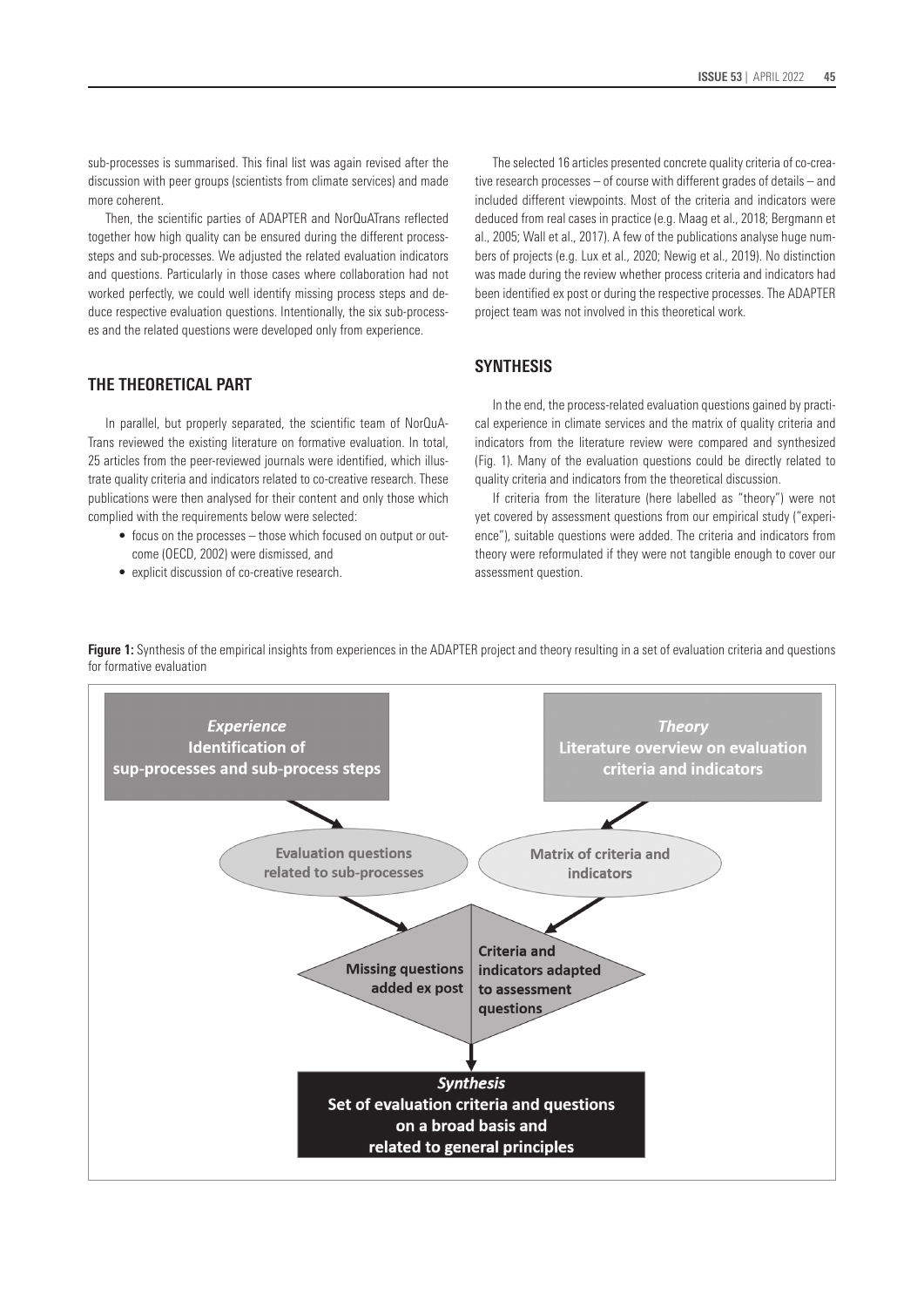sub-processes is summarised. This final list was again revised after the discussion with peer groups (scientists from climate services) and made more coherent.

Then, the scientific parties of ADAPTER and NorQuATrans reflected together how high quality can be ensured during the different process-steps and sub-processes. We adjusted the related evaluation indicators and questions. Particularly in those cases where collaboration had not worked perfectly, we could well identify missing process steps and deduce respective evaluation questions. Intentionally, the six sub-processes and the related questions were developed only from experience.

## THE THEORETICAL PART

In parallel, but properly separated, the scientific team of NorQuATrans reviewed the existing literature on formative evaluation. In total, 25 articles from the peer-reviewed journals were identified, which illustrate quality criteria and indicators related to co-creative research. These publications were then analysed for their content and only those which complied with the requirements below were selected:

- focus on the processes – those which focused on output or outcome (OECD, 2002) were dismissed, and
- explicit discussion of co-creative research.

The selected 16 articles presented concrete quality criteria of co-creative research processes – of course with different grades of details – and included different viewpoints. Most of the criteria and indicators were deduced from real cases in practice (e.g. Maag et al., 2018; Bergmann et al., 2005; Wall et al., 2017). A few of the publications analyse huge numbers of projects (e.g. Lux et al., 2020; Newig et al., 2019). No distinction was made during the review whether process criteria and indicators had been identified ex post or during the respective processes. The ADAPTER project team was not involved in this theoretical work.

## SYNTHESIS

In the end, the process-related evaluation questions gained by practical experience in climate services and the matrix of quality criteria and indicators from the literature review were compared and synthesized (Fig. 1). Many of the evaluation questions could be directly related to quality criteria and indicators from the theoretical discussion.

If criteria from the literature (here labelled as "theory") were not yet covered by assessment questions from our empirical study ("experience"), suitable questions were added. The criteria and indicators from theory were reformulated if they were not tangible enough to cover our assessment question.

**Figure 1:** Synthesis of the empirical insights from experiences in the ADAPTER project and theory resulting in a set of evaluation criteria and questions for formative evaluation

*Experience*
**Identification of sup-processes and sub-process steps**

*Theory*
**Literature overview on evaluation criteria and indicators**

Evaluation questions related to sub-processes

Matrix of criteria and indicators

Missing questions added ex post

Criteria and indicators adapted to assessment questions

*Synthesis*
**Set of evaluation criteria and questions on a broad basis and related to general principles**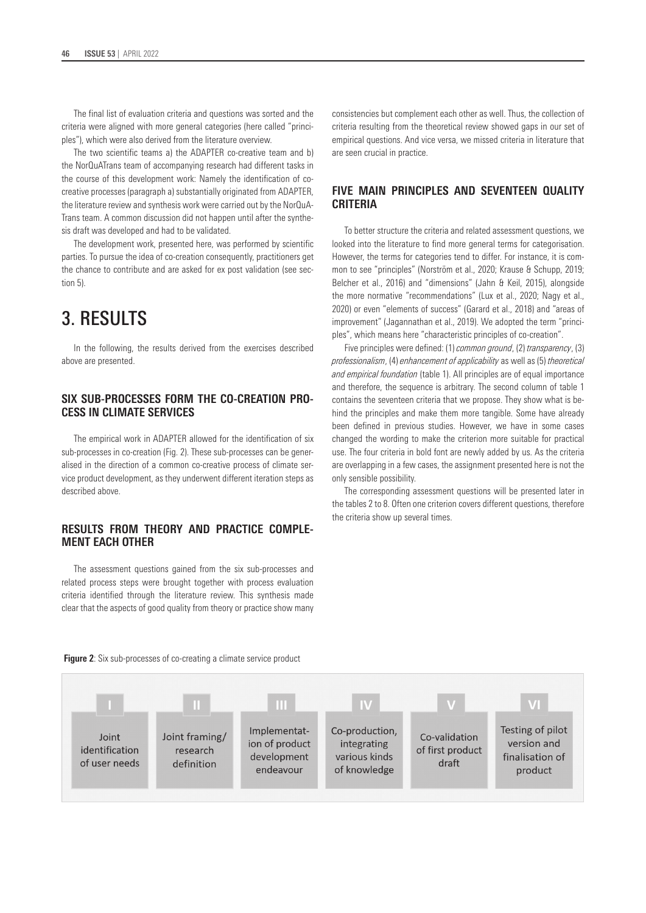The final list of evaluation criteria and questions was sorted and the criteria were aligned with more general categories (here called "principles"), which were also derived from the literature overview.

The two scientific teams a) the ADAPTER co-creative team and b) the NorQuATrans team of accompanying research had different tasks in the course of this development work: Namely the identification of co-creative processes (paragraph a) substantially originated from ADAPTER, the literature review and synthesis work were carried out by the NorQuATrans team. A common discussion did not happen until after the synthesis draft was developed and had to be validated.

The development work, presented here, was performed by scientific parties. To pursue the idea of co-creation consequently, practitioners get the chance to contribute and are asked for ex post validation (see section 5).

# 3. RESULTS

In the following, the results derived from the exercises described above are presented.

### SIX SUB-PROCESSES FORM THE CO-CREATION PROCESS IN CLIMATE SERVICES

The empirical work in ADAPTER allowed for the identification of six sub-processes in co-creation (Fig. 2). These sub-processes can be generalised in the direction of a common co-creative process of climate service product development, as they underwent different iteration steps as described above.

### RESULTS FROM THEORY AND PRACTICE COMPLEMENT EACH OTHER

The assessment questions gained from the six sub-processes and related process steps were brought together with process evaluation criteria identified through the literature review. This synthesis made clear that the aspects of good quality from theory or practice show many consistencies but complement each other as well. Thus, the collection of criteria resulting from the theoretical review showed gaps in our set of empirical questions. And vice versa, we missed criteria in literature that are seen crucial in practice.

### FIVE MAIN PRINCIPLES AND SEVENTEEN QUALITY CRITERIA

To better structure the criteria and related assessment questions, we looked into the literature to find more general terms for categorisation. However, the terms for categories tend to differ. For instance, it is common to see "principles" (Norström et al., 2020; Krause & Schupp, 2019; Belcher et al., 2016) and "dimensions" (Jahn & Keil, 2015), alongside the more normative "recommendations" (Lux et al., 2020; Nagy et al., 2020) or even "elements of success" (Garard et al., 2018) and "areas of improvement" (Jagannathan et al., 2019). We adopted the term "principles", which means here "characteristic principles of co-creation".

Five principles were defined: (1) *common ground*, (2) *transparency*, (3) *professionalism*, (4) *enhancement of applicability* as well as (5) *theoretical and empirical foundation* (table 1). All principles are of equal importance and therefore, the sequence is arbitrary. The second column of table 1 contains the seventeen criteria that we propose. They show what is behind the principles and make them more tangible. Some have already been defined in previous studies. However, we have in some cases changed the wording to make the criterion more suitable for practical use. The four criteria in bold font are newly added by us. As the criteria are overlapping in a few cases, the assignment presented here is not the only sensible possibility.

The corresponding assessment questions will be presented later in the tables 2 to 8. Often one criterion covers different questions, therefore the criteria show up several times.

**Figure 2**: Six sub-processes of co-creating a climate service product

| I | II | III | IV | V | VI |
|---|---|---|---|---|---|
| Joint identification of user needs | Joint framing/ research definition | Implementation of product development endeavour | Co-production, integrating various kinds of knowledge | Co-validation of first product draft | Testing of pilot version and finalisation of product |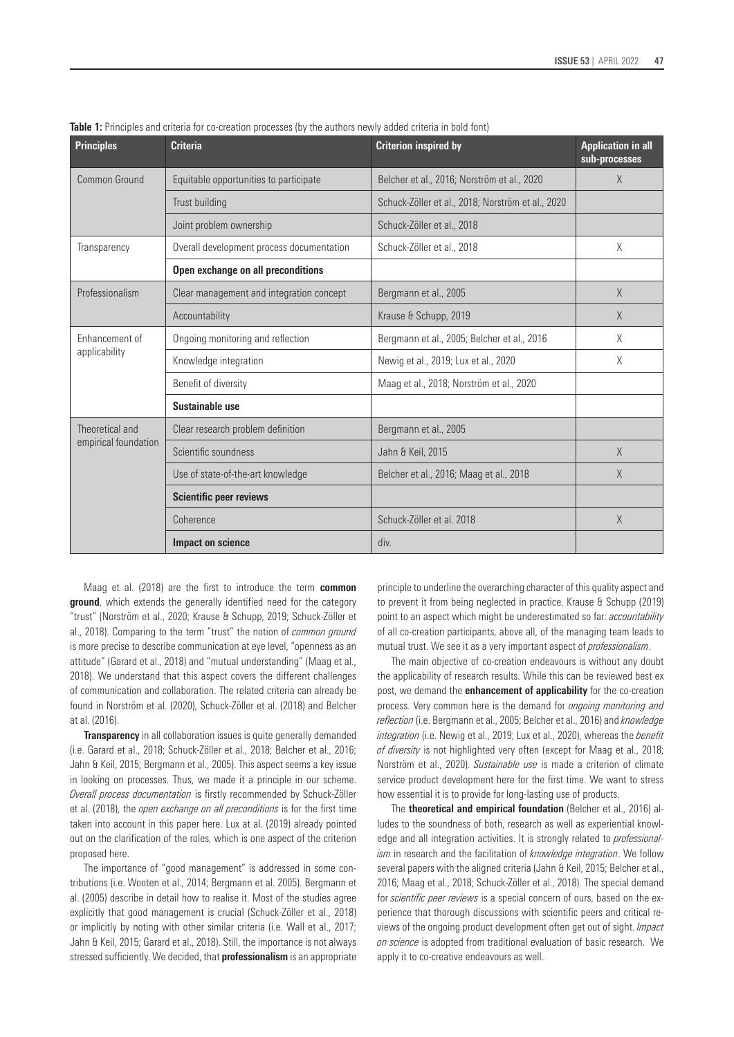**Table 1:** Principles and criteria for co-creation processes (by the authors newly added criteria in bold font)

| Principles | Criteria | Criterion inspired by | Application in all sub-processes |
|---|---|---|---|
| Common Ground | Equitable opportunities to participate | Belcher et al., 2016; Norström et al., 2020 | X |
| | Trust building | Schuck-Zöller et al., 2018; Norström et al., 2020 | |
| | Joint problem ownership | Schuck-Zöller et al., 2018 | |
| Transparency | Overall development process documentation | Schuck-Zöller et al., 2018 | X |
| | **Open exchange on all preconditions** | | |
| Professionalism | Clear management and integration concept | Bergmann et al., 2005 | X |
| | Accountability | Krause & Schupp, 2019 | X |
| Enhancement of applicability | Ongoing monitoring and reflection | Bergmann et al., 2005; Belcher et al., 2016 | X |
| | Knowledge integration | Newig et al., 2019; Lux et al., 2020 | X |
| | Benefit of diversity | Maag et al., 2018; Norström et al., 2020 | |
| | **Sustainable use** | | |
| Theoretical and empirical foundation | Clear research problem definition | Bergmann et al., 2005 | |
| | Scientific soundness | Jahn & Keil, 2015 | X |
| | Use of state-of-the-art knowledge | Belcher et al., 2016; Maag et al., 2018 | X |
| | **Scientific peer reviews** | | |
| | Coherence | Schuck-Zöller et al. 2018 | X |
| | **Impact on science** | div. | |

Maag et al. (2018) are the first to introduce the term **common ground**, which extends the generally identified need for the category "trust" (Norström et al., 2020; Krause & Schupp, 2019; Schuck-Zöller et al., 2018). Comparing to the term "trust" the notion of *common ground* is more precise to describe communication at eye level, "openness as an attitude" (Garard et al., 2018) and "mutual understanding" (Maag et al., 2018). We understand that this aspect covers the different challenges of communication and collaboration. The related criteria can already be found in Norström et al. (2020), Schuck-Zöller et al. (2018) and Belcher at al. (2016).

**Transparency** in all collaboration issues is quite generally demanded (i.e. Garard et al., 2018; Schuck-Zöller et al., 2018; Belcher et al., 2016; Jahn & Keil, 2015; Bergmann et al., 2005). This aspect seems a key issue in looking on processes. Thus, we made it a principle in our scheme. *Overall process documentation* is firstly recommended by Schuck-Zöller et al. (2018), the *open exchange on all preconditions* is for the first time taken into account in this paper here. Lux at al. (2019) already pointed out on the clarification of the roles, which is one aspect of the criterion proposed here.

The importance of "good management" is addressed in some contributions (i.e. Wooten et al., 2014; Bergmann et al. 2005). Bergmann et al. (2005) describe in detail how to realise it. Most of the studies agree explicitly that good management is crucial (Schuck-Zöller et al., 2018) or implicitly by noting with other similar criteria (i.e. Wall et al., 2017; Jahn & Keil, 2015; Garard et al., 2018). Still, the importance is not always stressed sufficiently. We decided, that **professionalism** is an appropriate principle to underline the overarching character of this quality aspect and to prevent it from being neglected in practice. Krause & Schupp (2019) point to an aspect which might be underestimated so far: *accountability* of all co-creation participants, above all, of the managing team leads to mutual trust. We see it as a very important aspect of *professionalism*.

The main objective of co-creation endeavours is without any doubt the applicability of research results. While this can be reviewed best ex post, we demand the **enhancement of applicability** for the co-creation process. Very common here is the demand for *ongoing monitoring and reflection* (i.e. Bergmann et al., 2005; Belcher et al., 2016) and *knowledge integration* (i.e. Newig et al., 2019; Lux et al., 2020), whereas the *benefit of diversity* is not highlighted very often (except for Maag et al., 2018; Norström et al., 2020). *Sustainable use* is made a criterion of climate service product development here for the first time. We want to stress how essential it is to provide for long-lasting use of products.

The **theoretical and empirical foundation** (Belcher et al., 2016) alludes to the soundness of both, research as well as experiential knowledge and all integration activities. It is strongly related to *professionalism* in research and the facilitation of *knowledge integration*. We follow several papers with the aligned criteria (Jahn & Keil, 2015; Belcher et al., 2016; Maag et al., 2018; Schuck-Zöller et al., 2018). The special demand for *scientific peer reviews* is a special concern of ours, based on the experience that thorough discussions with scientific peers and critical reviews of the ongoing product development often get out of sight. *Impact on science* is adopted from traditional evaluation of basic research. We apply it to co-creative endeavours as well.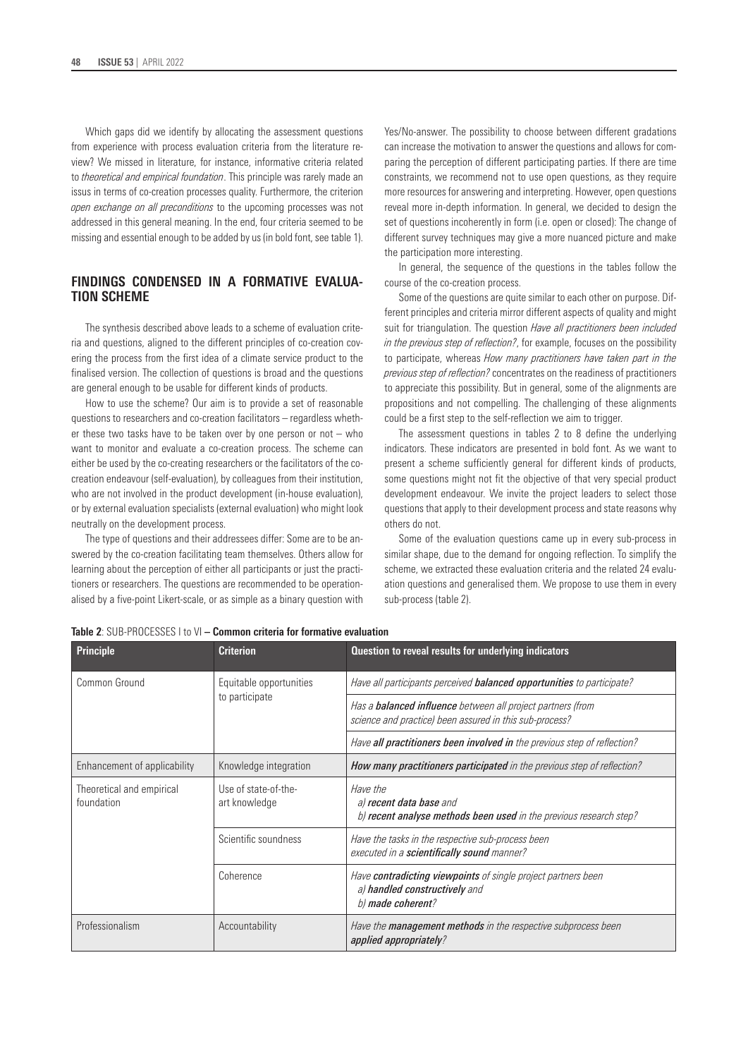Which gaps did we identify by allocating the assessment questions from experience with process evaluation criteria from the literature review? We missed in literature, for instance, informative criteria related to *theoretical and empirical foundation*. This principle was rarely made an issus in terms of co-creation processes quality. Furthermore, the criterion *open exchange on all preconditions* to the upcoming processes was not addressed in this general meaning. In the end, four criteria seemed to be missing and essential enough to be added by us (in bold font, see table 1).

## FINDINGS CONDENSED IN A FORMATIVE EVALUATION SCHEME

The synthesis described above leads to a scheme of evaluation criteria and questions, aligned to the different principles of co-creation covering the process from the first idea of a climate service product to the finalised version. The collection of questions is broad and the questions are general enough to be usable for different kinds of products.

How to use the scheme? Our aim is to provide a set of reasonable questions to researchers and co-creation facilitators – regardless whether these two tasks have to be taken over by one person or not – who want to monitor and evaluate a co-creation process. The scheme can either be used by the co-creating researchers or the facilitators of the co-creation endeavour (self-evaluation), by colleagues from their institution, who are not involved in the product development (in-house evaluation), or by external evaluation specialists (external evaluation) who might look neutrally on the development process.

The type of questions and their addressees differ: Some are to be answered by the co-creation facilitating team themselves. Others allow for learning about the perception of either all participants or just the practitioners or researchers. The questions are recommended to be operationalised by a five-point Likert-scale, or as simple as a binary question with Yes/No-answer. The possibility to choose between different gradations can increase the motivation to answer the questions and allows for comparing the perception of different participating parties. If there are time constraints, we recommend not to use open questions, as they require more resources for answering and interpreting. However, open questions reveal more in-depth information. In general, we decided to design the set of questions incoherently in form (i.e. open or closed): The change of different survey techniques may give a more nuanced picture and make the participation more interesting.

In general, the sequence of the questions in the tables follow the course of the co-creation process.

Some of the questions are quite similar to each other on purpose. Different principles and criteria mirror different aspects of quality and might suit for triangulation. The question *Have all practitioners been included in the previous step of reflection?*, for example, focuses on the possibility to participate, whereas *How many practitioners have taken part in the previous step of reflection?* concentrates on the readiness of practitioners to appreciate this possibility. But in general, some of the alignments are propositions and not compelling. The challenging of these alignments could be a first step to the self-reflection we aim to trigger.

The assessment questions in tables 2 to 8 define the underlying indicators. These indicators are presented in bold font. As we want to present a scheme sufficiently general for different kinds of products, some questions might not fit the objective of that very special product development endeavour. We invite the project leaders to select those questions that apply to their development process and state reasons why others do not.

Some of the evaluation questions came up in every sub-process in similar shape, due to the demand for ongoing reflection. To simplify the scheme, we extracted these evaluation criteria and the related 24 evaluation questions and generalised them. We propose to use them in every sub-process (table 2).

**Table 2**: SUB-PROCESSES I to VI **– Common criteria for formative evaluation**

| Principle | Criterion | Question to reveal results for underlying indicators |
|---|---|---|
| Common Ground | Equitable opportunities to participate | *Have all participants perceived **balanced opportunities** to participate?* |
| | | *Has a **balanced influence** between all project partners (from science and practice) been assured in this sub-process?* |
| | | *Have **all practitioners been involved in** the previous step of reflection?* |
| Enhancement of applicability | Knowledge integration | ***How many practitioners participated** in the previous step of reflection?* |
| Theoretical and empirical foundation | Use of state-of-the-art knowledge | *Have the a) **recent data base** and b) **recent analyse methods been used** in the previous research step?* |
| | Scientific soundness | *Have the tasks in the respective sub-process been executed in a **scientifically sound** manner?* |
| | Coherence | *Have **contradicting viewpoints** of single project partners been a) **handled constructively** and b) **made coherent**?* |
| Professionalism | Accountability | *Have the **management methods** in the respective subprocess been **applied appropriately**?* |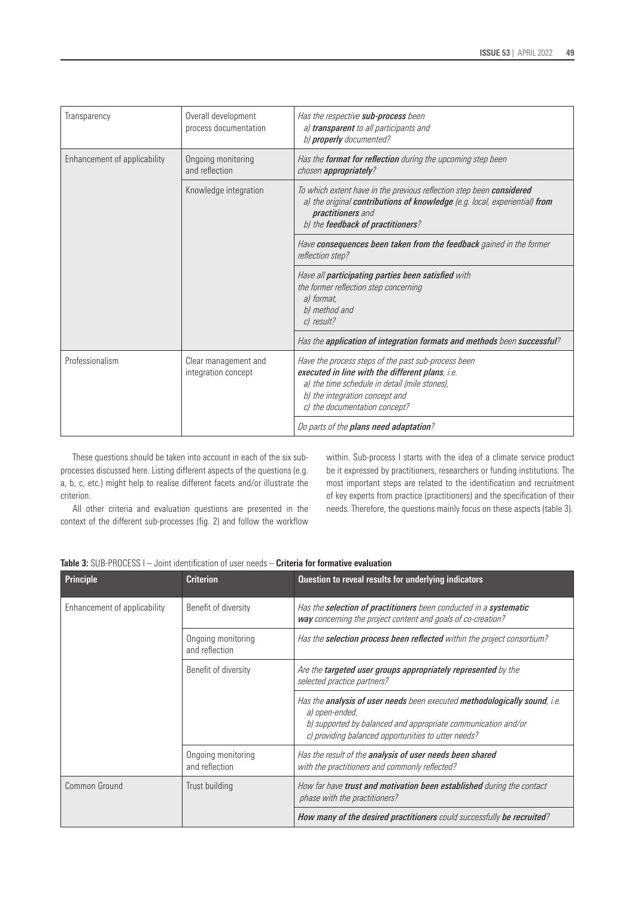| Transparency | Overall development process documentation | *Has the respective* ***sub-process*** *been*<br>*a)* ***transparent*** *to all participants and*<br>*b)* ***properly*** *documented?* |
|---|---|---|
| Enhancement of applicability | Ongoing monitoring and reflection | *Has the* ***format for reflection*** *during the upcoming step been chosen* ***appropriately****?* |
| | Knowledge integration | *To which extent have in the previous reflection step been* ***considered***<br>*a) the original* ***contributions of knowledge*** *(e.g. local, experiential)* ***from practitioners*** *and*<br>*b) the* ***feedback of practitioners****?* |
| | | *Have* ***consequences been taken from the feedback*** *gained in the former reflection step?* |
| | | *Have all* ***participating parties been satisfied*** *with the former reflection step concerning*<br>*a) format,*<br>*b) method and*<br>*c) result?* |
| | | *Has the* ***application of integration formats and methods*** *been* ***successful****?* |
| Professionalism | Clear management and integration concept | *Have the process steps of the past sub-process been* ***executed in line with the different plans****, i.e.*<br>*a) the time schedule in detail (mile stones),*<br>*b) the integration concept and*<br>*c) the documentation concept?* |
| | | *Do parts of the* ***plans need adaptation****?* |

These questions should be taken into account in each of the six sub-processes discussed here. Listing different aspects of the questions (e.g. a, b, c, etc.) might help to realise different facets and/or illustrate the criterion.

All other criteria and evaluation questions are presented in the context of the different sub-processes (fig. 2) and follow the workflow within. Sub-process I starts with the idea of a climate service product be it expressed by practitioners, researchers or funding institutions. The most important steps are related to the identification and recruitment of key experts from practice (practitioners) and the specification of their needs. Therefore, the questions mainly focus on these aspects (table 3).

**Table 3:** SUB-PROCESS I – Joint identification of user needs – **Criteria for formative evaluation**

| Principle | Criterion | Question to reveal results for underlying indicators |
|---|---|---|
| Enhancement of applicability | Benefit of diversity | *Has the* ***selection of practitioners*** *been conducted in a* ***systematic way*** *concerning the project content and goals of co-creation?* |
| | Ongoing monitoring and reflection | *Has the* ***selection process been reflected*** *within the project consortium?* |
| | Benefit of diversity | *Are the* ***targeted user groups appropriately represented*** *by the selected practice partners?* |
| | | *Has the* ***analysis of user needs*** *been executed* ***methodologically sound****, i.e.*<br>*a) open-ended,*<br>*b) supported by balanced and appropriate communication and/or*<br>*c) providing balanced opportunities to utter needs?* |
| | Ongoing monitoring and reflection | *Has the result of the* ***analysis of user needs been shared*** *with the practitioners and commonly reflected?* |
| Common Ground | Trust building | *How far have* ***trust and motivation been established*** *during the contact phase with the practitioners?* |
| | | ***How many of the desired practitioners*** *could successfully* ***be recruited****?* |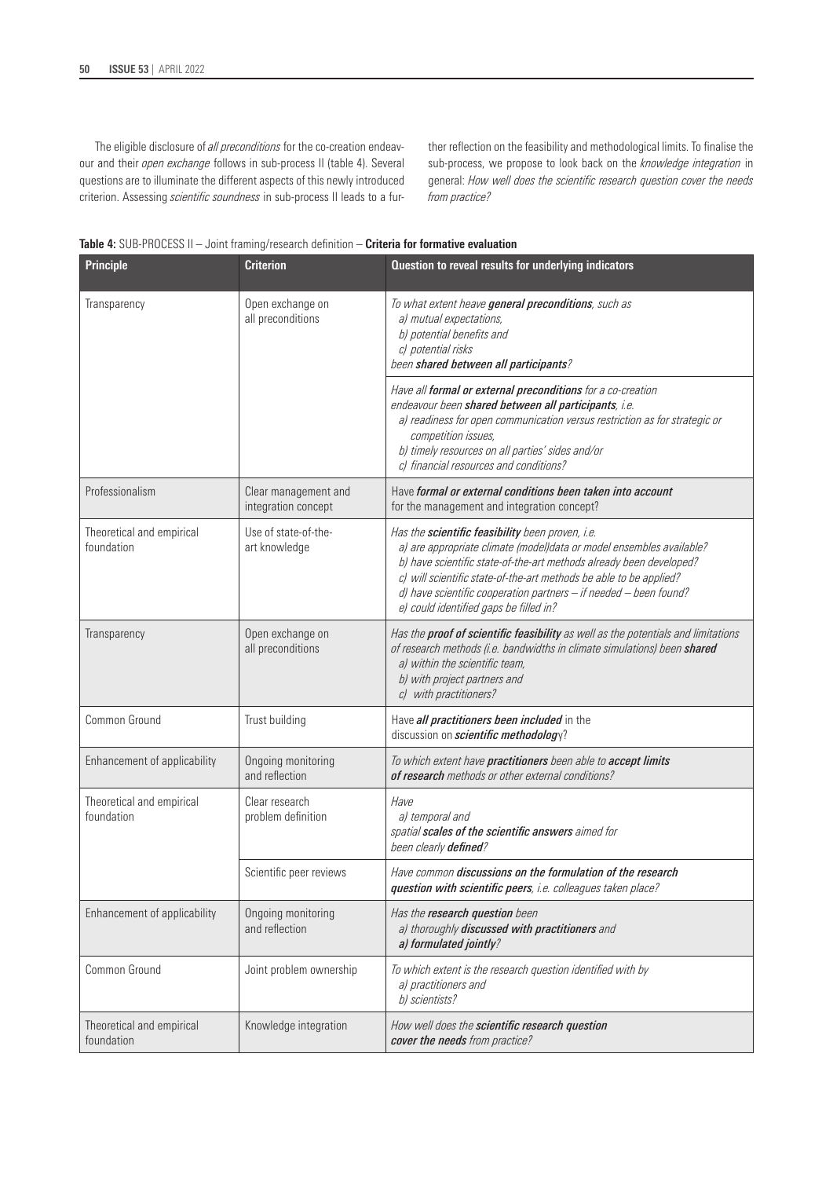The eligible disclosure of *all preconditions* for the co-creation endeavour and their *open exchange* follows in sub-process II (table 4). Several questions are to illuminate the different aspects of this newly introduced criterion. Assessing *scientific soundness* in sub-process II leads to a further reflection on the feasibility and methodological limits. To finalise the sub-process, we propose to look back on the *knowledge integration* in general: *How well does the scientific research question cover the needs from practice?*

**Table 4:** SUB-PROCESS II – Joint framing/research definition – **Criteria for formative evaluation**

| Principle | Criterion | Question to reveal results for underlying indicators |
|---|---|---|
| Transparency | Open exchange on all preconditions | *To what extent heave **general preconditions**, such as a) mutual expectations, b) potential benefits and c) potential risks been **shared between all participants**?* |
| | | *Have all **formal or external preconditions** for a co-creation endeavour been **shared between all participants**, i.e. a) readiness for open communication versus restriction as for strategic or competition issues, b) timely resources on all parties' sides and/or c) financial resources and conditions?* |
| Professionalism | Clear management and integration concept | Have ***formal or external conditions been taken into account*** for the management and integration concept? |
| Theoretical and empirical foundation | Use of state-of-the-art knowledge | *Has the **scientific feasibility** been proven, i.e. a) are appropriate climate (model)data or model ensembles available? b) have scientific state-of-the-art methods already been developed? c) will scientific state-of-the-art methods be able to be applied? d) have scientific cooperation partners – if needed – been found? e) could identified gaps be filled in?* |
| Transparency | Open exchange on all preconditions | *Has the **proof of scientific feasibility** as well as the potentials and limitations of research methods (i.e. bandwidths in climate simulations) been **shared** a) within the scientific team, b) with project partners and c) with practitioners?* |
| Common Ground | Trust building | Have ***all practitioners been included*** in the discussion on ***scientific methodolog***y? |
| Enhancement of applicability | Ongoing monitoring and reflection | *To which extent have **practitioners** been able to **accept limits of research** methods or other external conditions?* |
| Theoretical and empirical foundation | Clear research problem definition | *Have a) temporal and spatial **scales of the scientific answers** aimed for been clearly **defined**?* |
| | Scientific peer reviews | *Have common **discussions on the formulation of the research question with scientific peers**, i.e. colleagues taken place?* |
| Enhancement of applicability | Ongoing monitoring and reflection | *Has the **research question** been a) thoroughly **discussed with practitioners** and **a) formulated jointly**?* |
| Common Ground | Joint problem ownership | *To which extent is the research question identified with by a) practitioners and b) scientists?* |
| Theoretical and empirical foundation | Knowledge integration | *How well does the **scientific research question cover the needs** from practice?* |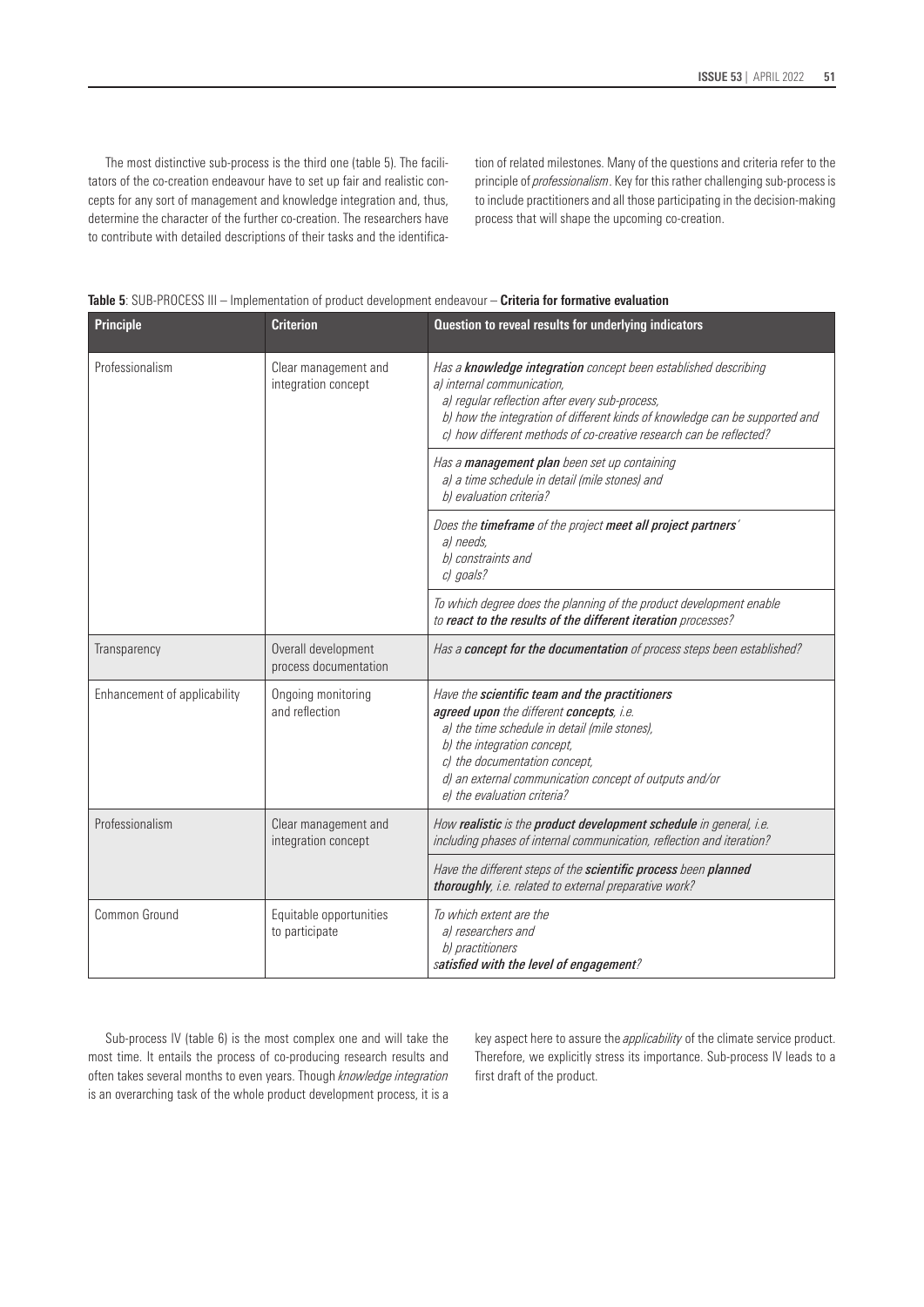The most distinctive sub-process is the third one (table 5). The facilitators of the co-creation endeavour have to set up fair and realistic concepts for any sort of management and knowledge integration and, thus, determine the character of the further co-creation. The researchers have to contribute with detailed descriptions of their tasks and the identification of related milestones. Many of the questions and criteria refer to the principle of *professionalism*. Key for this rather challenging sub-process is to include practitioners and all those participating in the decision-making process that will shape the upcoming co-creation.

**Table 5**: SUB-PROCESS III – Implementation of product development endeavour – **Criteria for formative evaluation**

| Principle | Criterion | Question to reveal results for underlying indicators |
|---|---|---|
| Professionalism | Clear management and integration concept | *Has a **knowledge integration** concept been established describing a) internal communication, a) regular reflection after every sub-process, b) how the integration of different kinds of knowledge can be supported and c) how different methods of co-creative research can be reflected?* |
| | | *Has a **management plan** been set up containing a) a time schedule in detail (mile stones) and b) evaluation criteria?* |
| | | *Does the **timeframe** of the project **meet all project partners**' a) needs, b) constraints and c) goals?* |
| | | *To which degree does the planning of the product development enable to **react to the results of the different iteration** processes?* |
| Transparency | Overall development process documentation | *Has a **concept for the documentation** of process steps been established?* |
| Enhancement of applicability | Ongoing monitoring and reflection | *Have the **scientific team and the practitioners agreed upon** the different **concepts**, i.e. a) the time schedule in detail (mile stones), b) the integration concept, c) the documentation concept, d) an external communication concept of outputs and/or e) the evaluation criteria?* |
| Professionalism | Clear management and integration concept | *How **realistic** is the **product development schedule** in general, i.e. including phases of internal communication, reflection and iteration?* |
| | | *Have the different steps of the **scientific process** been **planned thoroughly**, i.e. related to external preparative work?* |
| Common Ground | Equitable opportunities to participate | *To which extent are the a) researchers and b) practitioners **satisfied with the level of engagement**?* |

Sub-process IV (table 6) is the most complex one and will take the most time. It entails the process of co-producing research results and often takes several months to even years. Though *knowledge integration* is an overarching task of the whole product development process, it is a key aspect here to assure the *applicability* of the climate service product. Therefore, we explicitly stress its importance. Sub-process IV leads to a first draft of the product.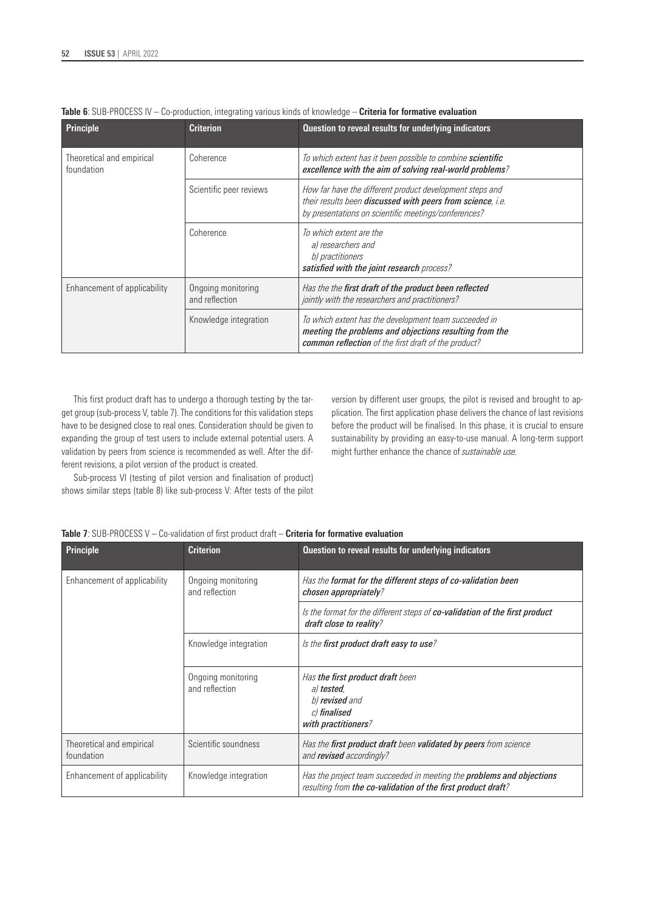**Table 6**: SUB-PROCESS IV – Co-production, integrating various kinds of knowledge – **Criteria for formative evaluation**

| Principle | Criterion | Question to reveal results for underlying indicators |
|---|---|---|
| Theoretical and empirical foundation | Coherence | *To which extent has it been possible to combine* ***scientific excellence with the aim of solving real-world problems****?* |
| | Scientific peer reviews | *How far have the different product development steps and their results been* ***discussed with peers from science****, i.e. by presentations on scientific meetings/conferences?* |
| | Coherence | *To which extent are the a) researchers and b) practitioners* ***satisfied with the joint research*** *process?* |
| Enhancement of applicability | Ongoing monitoring and reflection | *Has the the* ***first draft of the product been reflected*** *jointly with the researchers and practitioners?* |
| | Knowledge integration | *To which extent has the development team succeeded in* ***meeting the problems and objections resulting from the common reflection*** *of the first draft of the product?* |

This first product draft has to undergo a thorough testing by the target group (sub-process V, table 7). The conditions for this validation steps have to be designed close to real ones. Consideration should be given to expanding the group of test users to include external potential users. A validation by peers from science is recommended as well. After the different revisions, a pilot version of the product is created.

Sub-process VI (testing of pilot version and finalisation of product) shows similar steps (table 8) like sub-process V: After tests of the pilot version by different user groups, the pilot is revised and brought to application. The first application phase delivers the chance of last revisions before the product will be finalised. In this phase, it is crucial to ensure sustainability by providing an easy-to-use manual. A long-term support might further enhance the chance of *sustainable use*.

**Table 7**: SUB-PROCESS V – Co-validation of first product draft – **Criteria for formative evaluation**

| Principle | Criterion | Question to reveal results for underlying indicators |
|---|---|---|
| Enhancement of applicability | Ongoing monitoring and reflection | *Has the* ***format for the different steps of co-validation been chosen appropriately****?* |
| | | *Is the format for the different steps of* ***co-validation of the first product draft close to reality****?* |
| | Knowledge integration | *Is the* ***first product draft easy to use****?* |
| | Ongoing monitoring and reflection | *Has* ***the first product draft*** *been a)* ***tested****, b)* ***revised*** *and c)* ***finalised with practitioners****?* |
| Theoretical and empirical foundation | Scientific soundness | *Has the* ***first product draft*** *been* ***validated by peers*** *from science and* ***revised*** *accordingly?* |
| Enhancement of applicability | Knowledge integration | *Has the project team succeeded in meeting the* ***problems and objections*** *resulting from* ***the co-validation of the first product draft****?* |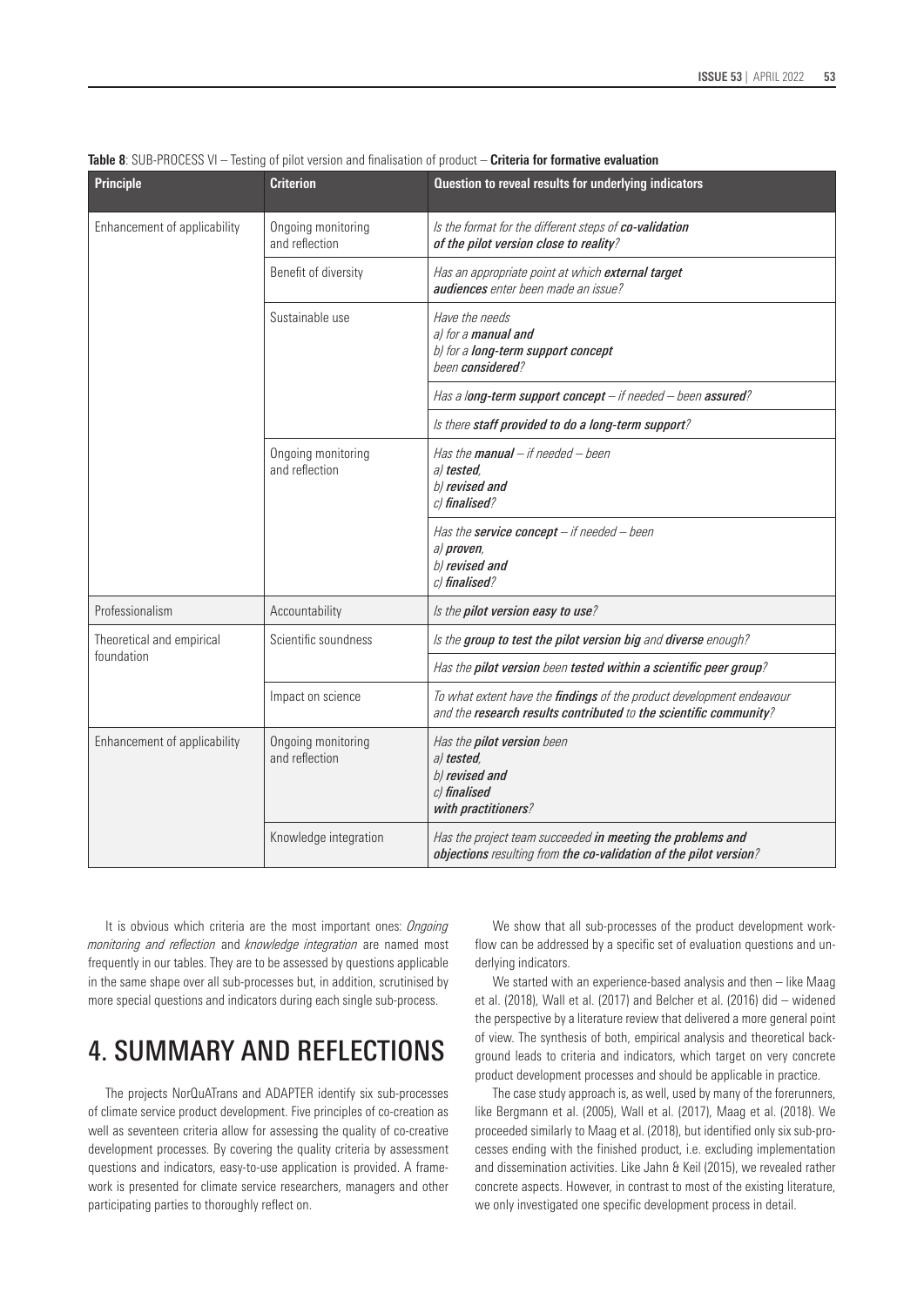**Table 8**: SUB-PROCESS VI – Testing of pilot version and finalisation of product – **Criteria for formative evaluation**

| Principle | Criterion | Question to reveal results for underlying indicators |
|---|---|---|
| Enhancement of applicability | Ongoing monitoring and reflection | *Is the format for the different steps of **co-validation of the pilot version close to reality**?* |
| | Benefit of diversity | *Has an appropriate point at which **external target audiences** enter been made an issue?* |
| | Sustainable use | *Have the needs a) for a **manual and** b) for a **long-term support concept** been **considered**?* |
| | | *Has a l**ong-term support concept** – if needed – been **assured**?* |
| | | *Is there **staff provided to do a long-term support**?* |
| | Ongoing monitoring and reflection | *Has the **manual** – if needed – been a) **tested**, b) **revised and** c) **finalised**?* |
| | | *Has the **service concept** – if needed – been a) **proven**, b) **revised and** c) **finalised**?* |
| Professionalism | Accountability | *Is the **pilot version easy to use**?* |
| Theoretical and empirical foundation | Scientific soundness | *Is the **group to test the pilot version big** and **diverse** enough?* |
| | | *Has the **pilot version** been **tested within a scientific peer group**?* |
| | Impact on science | *To what extent have the **findings** of the product development endeavour and the **research results contributed** to **the scientific community**?* |
| Enhancement of applicability | Ongoing monitoring and reflection | *Has the **pilot version** been a) **tested**, b) **revised and** c) **finalised** **with practitioners**?* |
| | Knowledge integration | *Has the project team succeeded **in meeting the problems and objections** resulting from **the co-validation of the pilot version**?* |

It is obvious which criteria are the most important ones: *Ongoing monitoring and reflection* and *knowledge integration* are named most frequently in our tables. They are to be assessed by questions applicable in the same shape over all sub-processes but, in addition, scrutinised by more special questions and indicators during each single sub-process.

# 4. SUMMARY AND REFLECTIONS

The projects NorQuATrans and ADAPTER identify six sub-processes of climate service product development. Five principles of co-creation as well as seventeen criteria allow for assessing the quality of co-creative development processes. By covering the quality criteria by assessment questions and indicators, easy-to-use application is provided. A framework is presented for climate service researchers, managers and other participating parties to thoroughly reflect on.

We show that all sub-processes of the product development workflow can be addressed by a specific set of evaluation questions and underlying indicators.

We started with an experience-based analysis and then – like Maag et al. (2018), Wall et al. (2017) and Belcher et al. (2016) did – widened the perspective by a literature review that delivered a more general point of view. The synthesis of both, empirical analysis and theoretical background leads to criteria and indicators, which target on very concrete product development processes and should be applicable in practice.

The case study approach is, as well, used by many of the forerunners, like Bergmann et al. (2005), Wall et al. (2017), Maag et al. (2018). We proceeded similarly to Maag et al. (2018), but identified only six sub-processes ending with the finished product, i.e. excluding implementation and dissemination activities. Like Jahn & Keil (2015), we revealed rather concrete aspects. However, in contrast to most of the existing literature, we only investigated one specific development process in detail.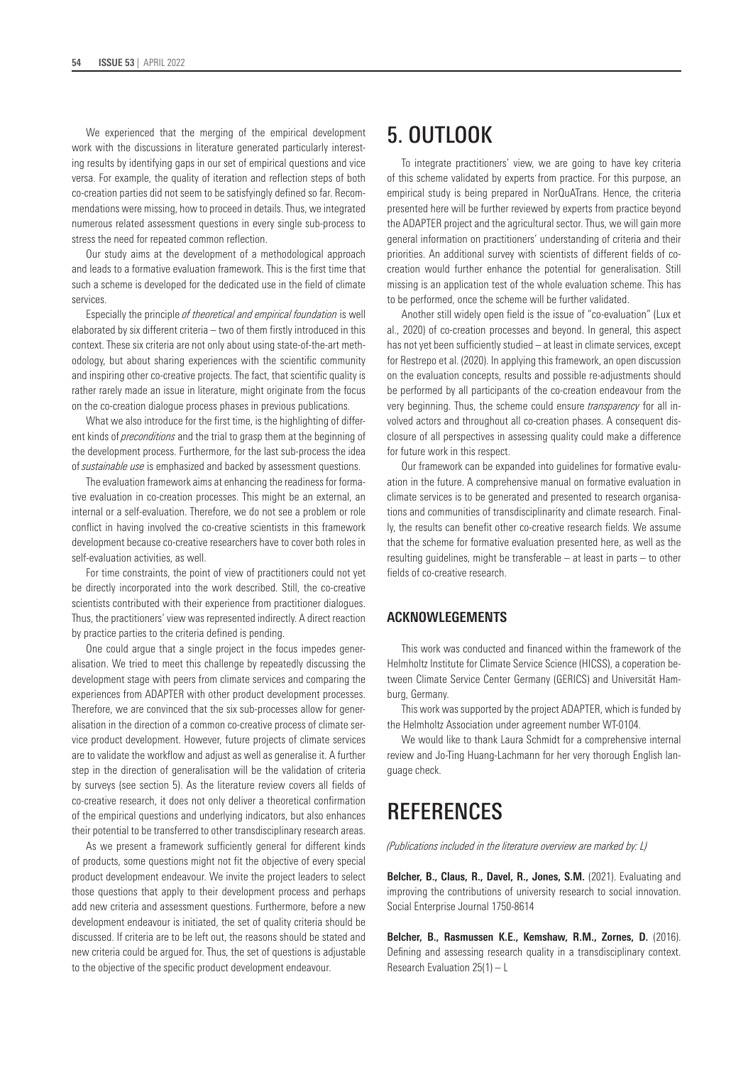We experienced that the merging of the empirical development work with the discussions in literature generated particularly interesting results by identifying gaps in our set of empirical questions and vice versa. For example, the quality of iteration and reflection steps of both co-creation parties did not seem to be satisfyingly defined so far. Recommendations were missing, how to proceed in details. Thus, we integrated numerous related assessment questions in every single sub-process to stress the need for repeated common reflection.

Our study aims at the development of a methodological approach and leads to a formative evaluation framework. This is the first time that such a scheme is developed for the dedicated use in the field of climate services.

Especially the principle *of theoretical and empirical foundation* is well elaborated by six different criteria – two of them firstly introduced in this context. These six criteria are not only about using state-of-the-art methodology, but about sharing experiences with the scientific community and inspiring other co-creative projects. The fact, that scientific quality is rather rarely made an issue in literature, might originate from the focus on the co-creation dialogue process phases in previous publications.

What we also introduce for the first time, is the highlighting of different kinds of *preconditions* and the trial to grasp them at the beginning of the development process. Furthermore, for the last sub-process the idea of *sustainable use* is emphasized and backed by assessment questions.

The evaluation framework aims at enhancing the readiness for formative evaluation in co-creation processes. This might be an external, an internal or a self-evaluation. Therefore, we do not see a problem or role conflict in having involved the co-creative scientists in this framework development because co-creative researchers have to cover both roles in self-evaluation activities, as well.

For time constraints, the point of view of practitioners could not yet be directly incorporated into the work described. Still, the co-creative scientists contributed with their experience from practitioner dialogues. Thus, the practitioners' view was represented indirectly. A direct reaction by practice parties to the criteria defined is pending.

One could argue that a single project in the focus impedes generalisation. We tried to meet this challenge by repeatedly discussing the development stage with peers from climate services and comparing the experiences from ADAPTER with other product development processes. Therefore, we are convinced that the six sub-processes allow for generalisation in the direction of a common co-creative process of climate service product development. However, future projects of climate services are to validate the workflow and adjust as well as generalise it. A further step in the direction of generalisation will be the validation of criteria by surveys (see section 5). As the literature review covers all fields of co-creative research, it does not only deliver a theoretical confirmation of the empirical questions and underlying indicators, but also enhances their potential to be transferred to other transdisciplinary research areas.

As we present a framework sufficiently general for different kinds of products, some questions might not fit the objective of every special product development endeavour. We invite the project leaders to select those questions that apply to their development process and perhaps add new criteria and assessment questions. Furthermore, before a new development endeavour is initiated, the set of quality criteria should be discussed. If criteria are to be left out, the reasons should be stated and new criteria could be argued for. Thus, the set of questions is adjustable to the objective of the specific product development endeavour.

# 5. OUTLOOK

To integrate practitioners' view, we are going to have key criteria of this scheme validated by experts from practice. For this purpose, an empirical study is being prepared in NorQuATrans. Hence, the criteria presented here will be further reviewed by experts from practice beyond the ADAPTER project and the agricultural sector. Thus, we will gain more general information on practitioners' understanding of criteria and their priorities. An additional survey with scientists of different fields of co-creation would further enhance the potential for generalisation. Still missing is an application test of the whole evaluation scheme. This has to be performed, once the scheme will be further validated.

Another still widely open field is the issue of "co-evaluation" (Lux et al., 2020) of co-creation processes and beyond. In general, this aspect has not yet been sufficiently studied – at least in climate services, except for Restrepo et al. (2020). In applying this framework, an open discussion on the evaluation concepts, results and possible re-adjustments should be performed by all participants of the co-creation endeavour from the very beginning. Thus, the scheme could ensure *transparency* for all involved actors and throughout all co-creation phases. A consequent disclosure of all perspectives in assessing quality could make a difference for future work in this respect.

Our framework can be expanded into guidelines for formative evaluation in the future. A comprehensive manual on formative evaluation in climate services is to be generated and presented to research organisations and communities of transdisciplinarity and climate research. Finally, the results can benefit other co-creative research fields. We assume that the scheme for formative evaluation presented here, as well as the resulting guidelines, might be transferable – at least in parts – to other fields of co-creative research.

### ACKNOWLEGEMENTS

This work was conducted and financed within the framework of the Helmholtz Institute for Climate Service Science (HICSS), a coperation between Climate Service Center Germany (GERICS) and Universität Hamburg, Germany.

This work was supported by the project ADAPTER, which is funded by the Helmholtz Association under agreement number WT-0104.

We would like to thank Laura Schmidt for a comprehensive internal review and Jo-Ting Huang-Lachmann for her very thorough English language check.

# REFERENCES

*(Publications included in the literature overview are marked by: L)*

**Belcher, B., Claus, R., Davel, R., Jones, S.M.** (2021). Evaluating and improving the contributions of university research to social innovation. Social Enterprise Journal 1750-8614

**Belcher, B., Rasmussen K.E., Kemshaw, R.M., Zornes, D.** (2016). Defining and assessing research quality in a transdisciplinary context. Research Evaluation 25(1) – L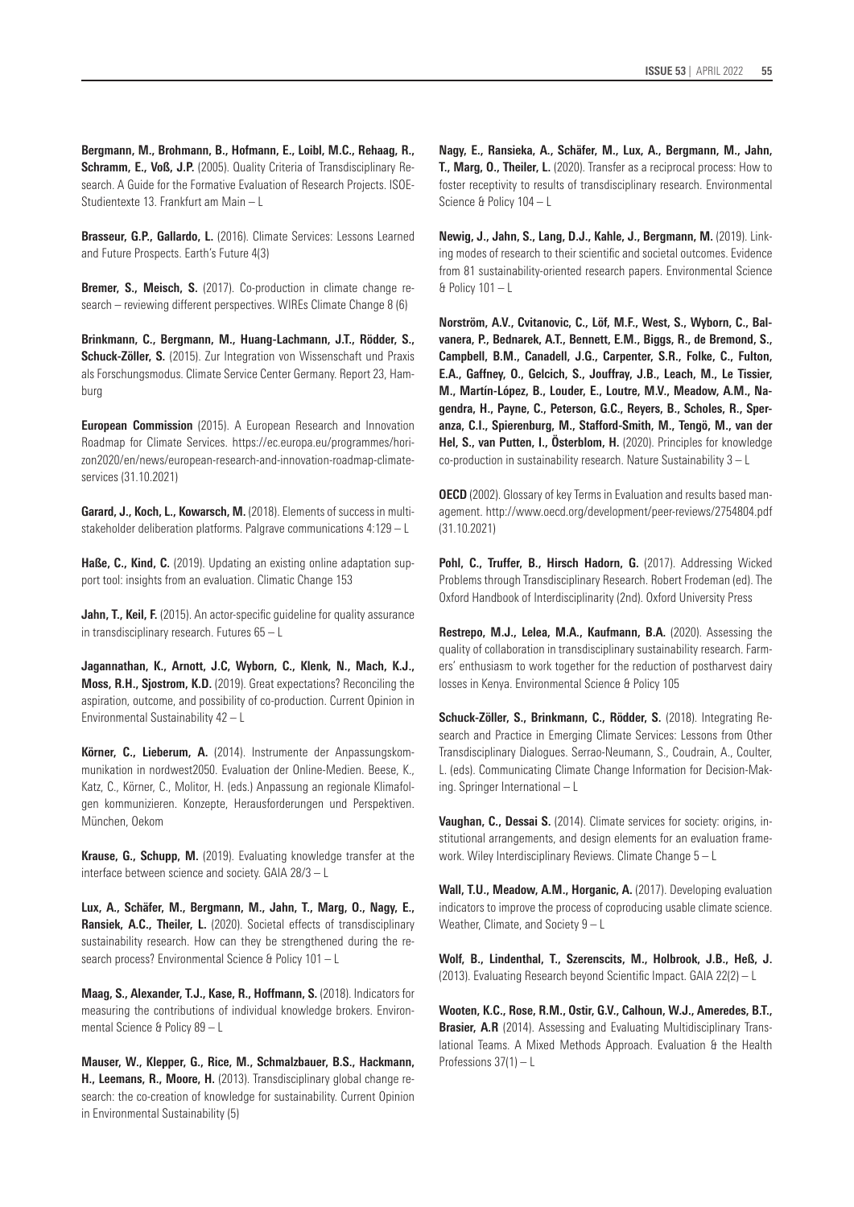**Bergmann, M., Brohmann, B., Hofmann, E., Loibl, M.C., Rehaag, R., Schramm, E., Voß, J.P.** (2005). Quality Criteria of Transdisciplinary Research. A Guide for the Formative Evaluation of Research Projects. ISOE-Studientexte 13. Frankfurt am Main – L

**Brasseur, G.P., Gallardo, L.** (2016). Climate Services: Lessons Learned and Future Prospects. Earth's Future 4(3)

**Bremer, S., Meisch, S.** (2017). Co-production in climate change research – reviewing different perspectives. WIREs Climate Change 8 (6)

**Brinkmann, C., Bergmann, M., Huang-Lachmann, J.T., Rödder, S., Schuck-Zöller, S.** (2015). Zur Integration von Wissenschaft und Praxis als Forschungsmodus. Climate Service Center Germany. Report 23, Hamburg

**European Commission** (2015). A European Research and Innovation Roadmap for Climate Services. https://ec.europa.eu/programmes/horizon2020/en/news/european-research-and-innovation-roadmap-climate-services (31.10.2021)

**Garard, J., Koch, L., Kowarsch, M.** (2018). Elements of success in multi-stakeholder deliberation platforms. Palgrave communications 4:129 – L

**Haße, C., Kind, C.** (2019). Updating an existing online adaptation support tool: insights from an evaluation. Climatic Change 153

**Jahn, T., Keil, F.** (2015). An actor-specific guideline for quality assurance in transdisciplinary research. Futures 65 – L

**Jagannathan, K., Arnott, J.C, Wyborn, C., Klenk, N., Mach, K.J., Moss, R.H., Sjostrom, K.D.** (2019). Great expectations? Reconciling the aspiration, outcome, and possibility of co-production. Current Opinion in Environmental Sustainability 42 – L

**Körner, C., Lieberum, A.** (2014). Instrumente der Anpassungskommunikation in nordwest2050. Evaluation der Online-Medien. Beese, K., Katz, C., Körner, C., Molitor, H. (eds.) Anpassung an regionale Klimafolgen kommunizieren. Konzepte, Herausforderungen und Perspektiven. München, Oekom

**Krause, G., Schupp, M.** (2019). Evaluating knowledge transfer at the interface between science and society. GAIA 28/3 – L

**Lux, A., Schäfer, M., Bergmann, M., Jahn, T., Marg, O., Nagy, E., Ransiek, A.C., Theiler, L.** (2020). Societal effects of transdisciplinary sustainability research. How can they be strengthened during the research process? Environmental Science & Policy 101 – L

**Maag, S., Alexander, T.J., Kase, R., Hoffmann, S.** (2018). Indicators for measuring the contributions of individual knowledge brokers. Environmental Science & Policy 89 – L

**Mauser, W., Klepper, G., Rice, M., Schmalzbauer, B.S., Hackmann, H., Leemans, R., Moore, H.** (2013). Transdisciplinary global change research: the co-creation of knowledge for sustainability. Current Opinion in Environmental Sustainability (5)

**Nagy, E., Ransieka, A., Schäfer, M., Lux, A., Bergmann, M., Jahn, T., Marg, O., Theiler, L.** (2020). Transfer as a reciprocal process: How to foster receptivity to results of transdisciplinary research. Environmental Science & Policy 104 – L

**Newig, J., Jahn, S., Lang, D.J., Kahle, J., Bergmann, M.** (2019). Linking modes of research to their scientific and societal outcomes. Evidence from 81 sustainability-oriented research papers. Environmental Science & Policy 101 – L

**Norström, A.V., Cvitanovic, C., Löf, M.F., West, S., Wyborn, C., Balvanera, P., Bednarek, A.T., Bennett, E.M., Biggs, R., de Bremond, S., Campbell, B.M., Canadell, J.G., Carpenter, S.R., Folke, C., Fulton, E.A., Gaffney, O., Gelcich, S., Jouffray, J.B., Leach, M., Le Tissier, M., Martín-López, B., Louder, E., Loutre, M.V., Meadow, A.M., Nagendra, H., Payne, C., Peterson, G.C., Reyers, B., Scholes, R., Speranza, C.I., Spierenburg, M., Stafford-Smith, M., Tengö, M., van der Hel, S., van Putten, I., Österblom, H.** (2020). Principles for knowledge co-production in sustainability research. Nature Sustainability 3 – L

**OECD** (2002). Glossary of key Terms in Evaluation and results based management. http://www.oecd.org/development/peer-reviews/2754804.pdf (31.10.2021)

**Pohl, C., Truffer, B., Hirsch Hadorn, G.** (2017). Addressing Wicked Problems through Transdisciplinary Research. Robert Frodeman (ed). The Oxford Handbook of Interdisciplinarity (2nd). Oxford University Press

**Restrepo, M.J., Lelea, M.A., Kaufmann, B.A.** (2020). Assessing the quality of collaboration in transdisciplinary sustainability research. Farmers' enthusiasm to work together for the reduction of postharvest dairy losses in Kenya. Environmental Science & Policy 105

**Schuck-Zöller, S., Brinkmann, C., Rödder, S.** (2018). Integrating Research and Practice in Emerging Climate Services: Lessons from Other Transdisciplinary Dialogues. Serrao-Neumann, S., Coudrain, A., Coulter, L. (eds). Communicating Climate Change Information for Decision-Making. Springer International – L

**Vaughan, C., Dessai S.** (2014). Climate services for society: origins, institutional arrangements, and design elements for an evaluation framework. Wiley Interdisciplinary Reviews. Climate Change 5 – L

**Wall, T.U., Meadow, A.M., Horganic, A.** (2017). Developing evaluation indicators to improve the process of coproducing usable climate science. Weather, Climate, and Society 9 – L

**Wolf, B., Lindenthal, T., Szerenscits, M., Holbrook, J.B., Heß, J.** (2013). Evaluating Research beyond Scientific Impact. GAIA 22(2) – L

**Wooten, K.C., Rose, R.M., Ostir, G.V., Calhoun, W.J., Ameredes, B.T., Brasier, A.R** (2014). Assessing and Evaluating Multidisciplinary Translational Teams. A Mixed Methods Approach. Evaluation & the Health Professions 37(1) – L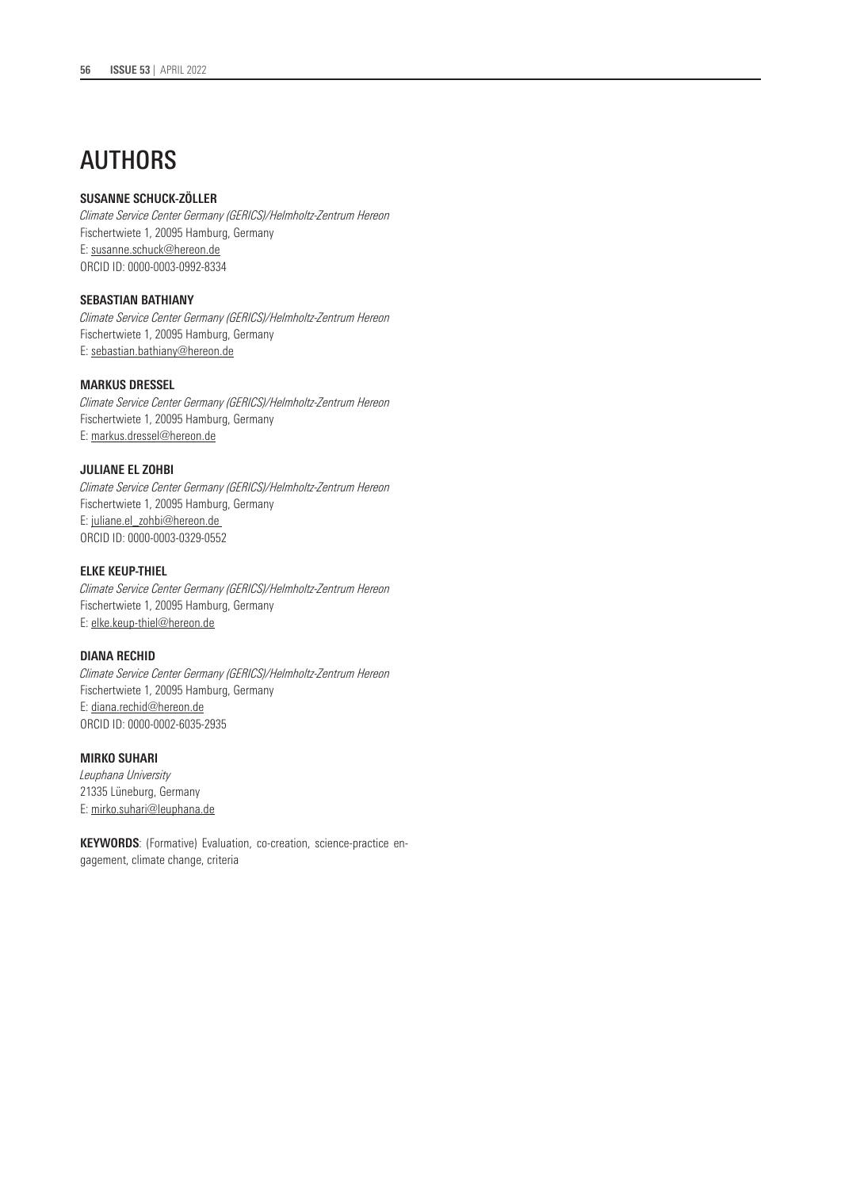# AUTHORS

**SUSANNE SCHUCK-ZÖLLER**
*Climate Service Center Germany (GERICS)/Helmholtz-Zentrum Hereon*
Fischertwiete 1, 20095 Hamburg, Germany
E: susanne.schuck@hereon.de
ORCID ID: 0000-0003-0992-8334

**SEBASTIAN BATHIANY**
*Climate Service Center Germany (GERICS)/Helmholtz-Zentrum Hereon*
Fischertwiete 1, 20095 Hamburg, Germany
E: sebastian.bathiany@hereon.de

**MARKUS DRESSEL**
*Climate Service Center Germany (GERICS)/Helmholtz-Zentrum Hereon*
Fischertwiete 1, 20095 Hamburg, Germany
E: markus.dressel@hereon.de

**JULIANE EL ZOHBI**
*Climate Service Center Germany (GERICS)/Helmholtz-Zentrum Hereon*
Fischertwiete 1, 20095 Hamburg, Germany
E: juliane.el_zohbi@hereon.de
ORCID ID: 0000-0003-0329-0552

**ELKE KEUP-THIEL**
*Climate Service Center Germany (GERICS)/Helmholtz-Zentrum Hereon*
Fischertwiete 1, 20095 Hamburg, Germany
E: elke.keup-thiel@hereon.de

**DIANA RECHID**
*Climate Service Center Germany (GERICS)/Helmholtz-Zentrum Hereon*
Fischertwiete 1, 20095 Hamburg, Germany
E: diana.rechid@hereon.de
ORCID ID: 0000-0002-6035-2935

**MIRKO SUHARI**
*Leuphana University*
21335 Lüneburg, Germany
E: mirko.suhari@leuphana.de

**KEYWORDS**: (Formative) Evaluation, co-creation, science-practice engagement, climate change, criteria